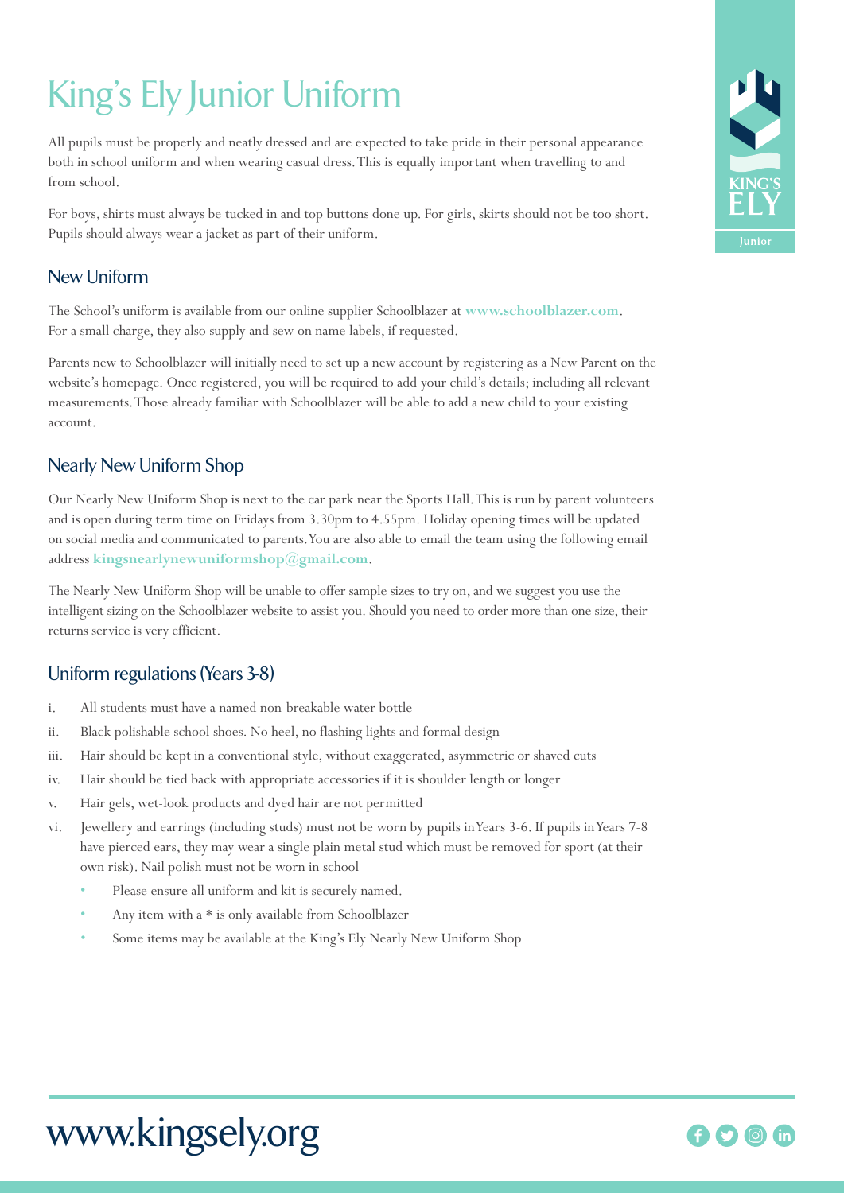# King's Ely Junior Uniform

All pupils must be properly and neatly dressed and are expected to take pride in their personal appearance both in school uniform and when wearing casual dress. This is equally important when travelling to and from school.

For boys, shirts must always be tucked in and top buttons done up. For girls, skirts should not be too short. Pupils should always wear a jacket as part of their uniform.

## New Uniform

The School's uniform is available from our online supplier Schoolblazer at **www.schoolblazer.com**. For a small charge, they also supply and sew on name labels, if requested.

Parents new to Schoolblazer will initially need to set up a new account by registering as a New Parent on the website's homepage. Once registered, you will be required to add your child's details; including all relevant measurements. Those already familiar with Schoolblazer will be able to add a new child to your existing account.

## Nearly New Uniform Shop

Our Nearly New Uniform Shop is next to the car park near the Sports Hall. This is run by parent volunteers and is open during term time on Fridays from 3.30pm to 4.55pm. Holiday opening times will be updated on social media and communicated to parents. You are also able to email the team using the following email address **kingsnearlynewuniformshop@gmail.com**.

The Nearly New Uniform Shop will be unable to offer sample sizes to try on, and we suggest you use the intelligent sizing on the Schoolblazer website to assist you. Should you need to order more than one size, their returns service is very efficient.

## Uniform regulations (Years 3-8)

i. All students must have a named non-breakable water bottle

ii. Black polishable school shoes. No heel, no flashing lights and formal design

iii. Hair should be kept in a conventional style, without exaggerated, asymmetric or shaved cuts

iv. Hair should be tied back with appropriate accessories if it is shoulder length or longer

v. Hair gels, wet-look products and dyed hair are not permitted

vi. Jewellery and earrings (including studs) must not be worn by pupils in Years 3-6. If pupils in Years 7-8 have pierced ears, they may wear a single plain metal stud which must be removed for sport (at their own risk). Nail polish must not be worn in school

- Please ensure all uniform and kit is securely named.
- Any item with a * is only available from Schoolblazer
- Some items may be available at the King's Ely Nearly New Uniform Shop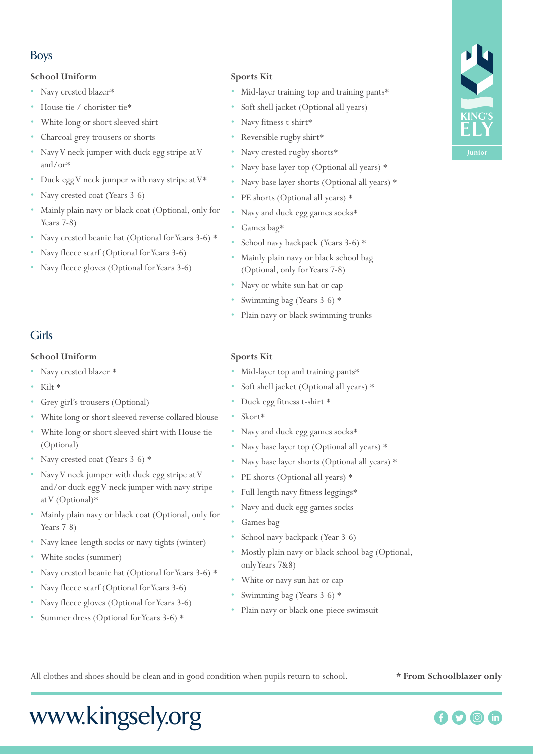## Boys

### School Uniform

- Navy crested blazer*
- House tie / chorister tie*
- White long or short sleeved shirt
- Charcoal grey trousers or shorts
- Navy V neck jumper with duck egg stripe at V and/or*
- Duck egg V neck jumper with navy stripe at V*
- Navy crested coat (Years 3-6)
- Mainly plain navy or black coat (Optional, only for Years 7-8)
- Navy crested beanie hat (Optional for Years 3-6) *
- Navy fleece scarf (Optional for Years 3-6)
- Navy fleece gloves (Optional for Years 3-6)

### Sports Kit

- Mid-layer training top and training pants*
- Soft shell jacket (Optional all years)
- Navy fitness t-shirt*
- Reversible rugby shirt*
- Navy crested rugby shorts*
- Navy base layer top (Optional all years) *
- Navy base layer shorts (Optional all years) *
- PE shorts (Optional all years) *
- Navy and duck egg games socks*
- Games bag*
- School navy backpack (Years 3-6) *
- Mainly plain navy or black school bag (Optional, only for Years 7-8)
- Navy or white sun hat or cap
- Swimming bag (Years 3-6) *
- Plain navy or black swimming trunks

## Girls

### School Uniform

- Navy crested blazer *
- Kilt *
- Grey girl's trousers (Optional)
- White long or short sleeved reverse collared blouse
- White long or short sleeved shirt with House tie (Optional)
- Navy crested coat (Years 3-6) *
- Navy V neck jumper with duck egg stripe at V and/or duck egg V neck jumper with navy stripe at V (Optional)*
- Mainly plain navy or black coat (Optional, only for Years 7-8)
- Navy knee-length socks or navy tights (winter)
- White socks (summer)
- Navy crested beanie hat (Optional for Years 3-6) *
- Navy fleece scarf (Optional for Years 3-6)
- Navy fleece gloves (Optional for Years 3-6)
- Summer dress (Optional for Years 3-6) *

### Sports Kit

- Mid-layer top and training pants*
- Soft shell jacket (Optional all years) *
- Duck egg fitness t-shirt *
- Skort*
- Navy and duck egg games socks*
- Navy base layer top (Optional all years) *
- Navy base layer shorts (Optional all years) *
- PE shorts (Optional all years) *
- Full length navy fitness leggings*
- Navy and duck egg games socks
- Games bag
- School navy backpack (Year 3-6)
- Mostly plain navy or black school bag (Optional, only Years 7&8)
- White or navy sun hat or cap
- Swimming bag (Years 3-6) *
- Plain navy or black one-piece swimsuit

All clothes and shoes should be clean and in good condition when pupils return to school.

**\* From Schoolblazer only**

www.kingsely.org